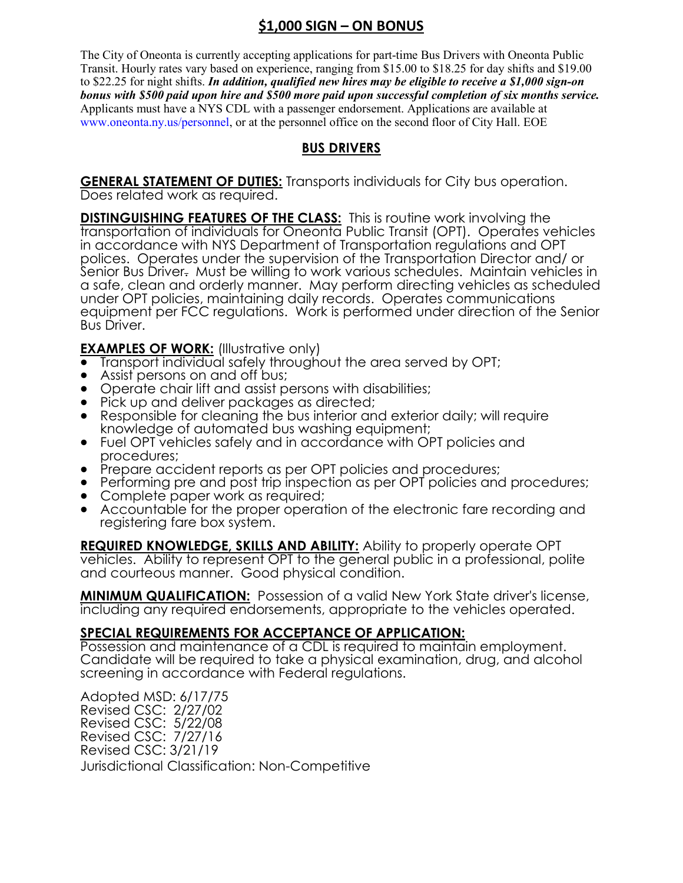# $1,000 SIGN – ON BONUS

The City of Oneonta is currently accepting applications for part-time Bus Drivers with Oneonta Public Transit. Hourly rates vary based on experience, ranging from $15.00 to $18.25 for day shifts and $19.00 to $22.25 for night shifts. ***In addition, qualified new hires may be eligible to receive a $1,000 sign-on bonus with $500 paid upon hire and $500 more paid upon successful completion of six months service.*** Applicants must have a NYS CDL with a passenger endorsement. Applications are available at www.oneonta.ny.us/personnel, or at the personnel office on the second floor of City Hall. EOE

## BUS DRIVERS

**GENERAL STATEMENT OF DUTIES:** Transports individuals for City bus operation. Does related work as required.

**DISTINGUISHING FEATURES OF THE CLASS:** This is routine work involving the transportation of individuals for Oneonta Public Transit (OPT). Operates vehicles in accordance with NYS Department of Transportation regulations and OPT polices. Operates under the supervision of the Transportation Director and/ or Senior Bus Driver~~.~~ Must be willing to work various schedules. Maintain vehicles in a safe, clean and orderly manner. May perform directing vehicles as scheduled under OPT policies, maintaining daily records. Operates communications equipment per FCC regulations. Work is performed under direction of the Senior Bus Driver.

**EXAMPLES OF WORK:** (Illustrative only)

- Transport individual safely throughout the area served by OPT;
- Assist persons on and off bus;
- Operate chair lift and assist persons with disabilities;
- Pick up and deliver packages as directed;
- Responsible for cleaning the bus interior and exterior daily; will require knowledge of automated bus washing equipment;
- Fuel OPT vehicles safely and in accordance with OPT policies and procedures;
- Prepare accident reports as per OPT policies and procedures;
- Performing pre and post trip inspection as per OPT policies and procedures;
- Complete paper work as required;
- Accountable for the proper operation of the electronic fare recording and registering fare box system.

**REQUIRED KNOWLEDGE, SKILLS AND ABILITY:** Ability to properly operate OPT vehicles. Ability to represent OPT to the general public in a professional, polite and courteous manner. Good physical condition.

**MINIMUM QUALIFICATION:** Possession of a valid New York State driver's license, including any required endorsements, appropriate to the vehicles operated.

**SPECIAL REQUIREMENTS FOR ACCEPTANCE OF APPLICATION:**
Possession and maintenance of a CDL is required to maintain employment. Candidate will be required to take a physical examination, drug, and alcohol screening in accordance with Federal regulations.

Adopted MSD: 6/17/75
Revised CSC: 2/27/02
Revised CSC: 5/22/08
Revised CSC: 7/27/16
Revised CSC: 3/21/19
Jurisdictional Classification: Non-Competitive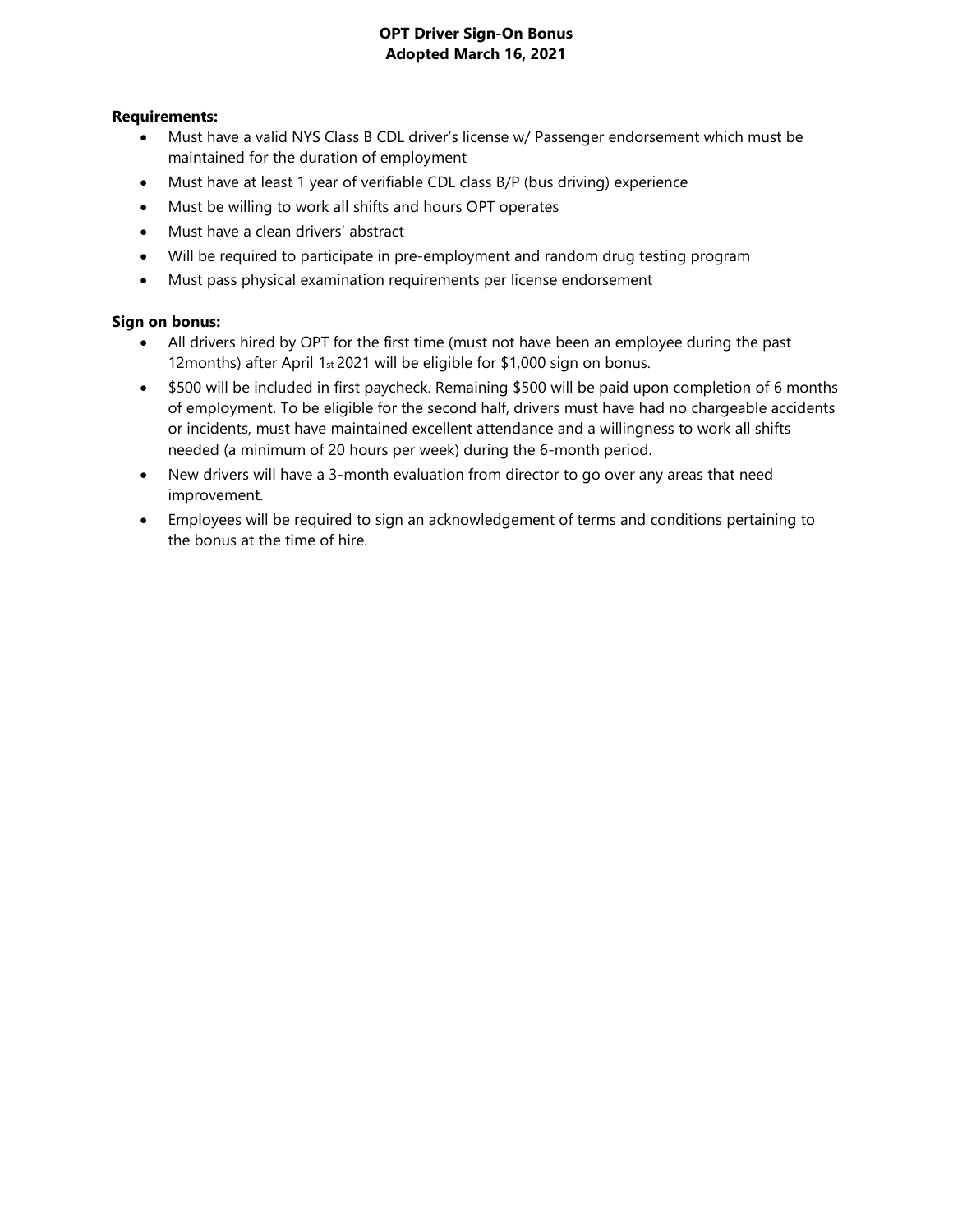**OPT Driver Sign-On Bonus**
**Adopted March 16, 2021**

**Requirements:**

- Must have a valid NYS Class B CDL driver's license w/ Passenger endorsement which must be maintained for the duration of employment
- Must have at least 1 year of verifiable CDL class B/P (bus driving) experience
- Must be willing to work all shifts and hours OPT operates
- Must have a clean drivers' abstract
- Will be required to participate in pre-employment and random drug testing program
- Must pass physical examination requirements per license endorsement

**Sign on bonus:**

- All drivers hired by OPT for the first time (must not have been an employee during the past 12months) after April 1st 2021 will be eligible for $1,000 sign on bonus.
- $500 will be included in first paycheck. Remaining $500 will be paid upon completion of 6 months of employment. To be eligible for the second half, drivers must have had no chargeable accidents or incidents, must have maintained excellent attendance and a willingness to work all shifts needed (a minimum of 20 hours per week) during the 6-month period.
- New drivers will have a 3-month evaluation from director to go over any areas that need improvement.
- Employees will be required to sign an acknowledgement of terms and conditions pertaining to the bonus at the time of hire.